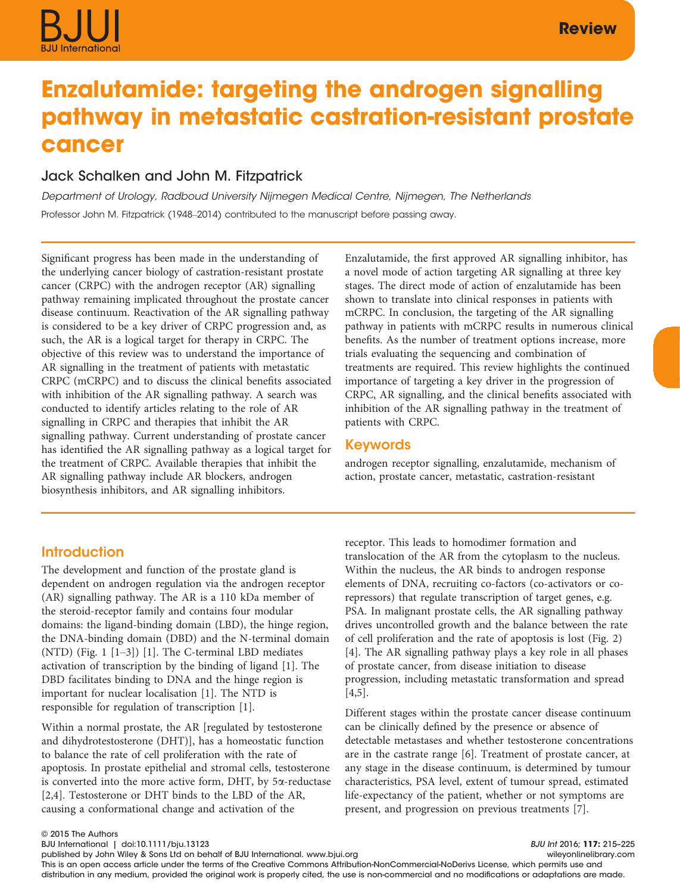Review

# Enzalutamide: targeting the androgen signalling pathway in metastatic castration-resistant prostate cancer

Jack Schalken and John M. Fitzpatrick

*Department of Urology, Radboud University Nijmegen Medical Centre, Nijmegen, The Netherlands*

Professor John M. Fitzpatrick (1948–2014) contributed to the manuscript before passing away.

Significant progress has been made in the understanding of the underlying cancer biology of castration-resistant prostate cancer (CRPC) with the androgen receptor (AR) signalling pathway remaining implicated throughout the prostate cancer disease continuum. Reactivation of the AR signalling pathway is considered to be a key driver of CRPC progression and, as such, the AR is a logical target for therapy in CRPC. The objective of this review was to understand the importance of AR signalling in the treatment of patients with metastatic CRPC (mCRPC) and to discuss the clinical benefits associated with inhibition of the AR signalling pathway. A search was conducted to identify articles relating to the role of AR signalling in CRPC and therapies that inhibit the AR signalling pathway. Current understanding of prostate cancer has identified the AR signalling pathway as a logical target for the treatment of CRPC. Available therapies that inhibit the AR signalling pathway include AR blockers, androgen biosynthesis inhibitors, and AR signalling inhibitors. Enzalutamide, the first approved AR signalling inhibitor, has a novel mode of action targeting AR signalling at three key stages. The direct mode of action of enzalutamide has been shown to translate into clinical responses in patients with mCRPC. In conclusion, the targeting of the AR signalling pathway in patients with mCRPC results in numerous clinical benefits. As the number of treatment options increase, more trials evaluating the sequencing and combination of treatments are required. This review highlights the continued importance of targeting a key driver in the progression of CRPC, AR signalling, and the clinical benefits associated with inhibition of the AR signalling pathway in the treatment of patients with CRPC.

## Keywords

androgen receptor signalling, enzalutamide, mechanism of action, prostate cancer, metastatic, castration-resistant

## Introduction

The development and function of the prostate gland is dependent on androgen regulation via the androgen receptor (AR) signalling pathway. The AR is a 110 kDa member of the steroid-receptor family and contains four modular domains: the ligand-binding domain (LBD), the hinge region, the DNA-binding domain (DBD) and the N-terminal domain (NTD) (Fig. 1 [1–3]) [1]. The C-terminal LBD mediates activation of transcription by the binding of ligand [1]. The DBD facilitates binding to DNA and the hinge region is important for nuclear localisation [1]. The NTD is responsible for regulation of transcription [1].

Within a normal prostate, the AR [regulated by testosterone and dihydrotestosterone (DHT)], has a homeostatic function to balance the rate of cell proliferation with the rate of apoptosis. In prostate epithelial and stromal cells, testosterone is converted into the more active form, DHT, by 5α-reductase [2,4]. Testosterone or DHT binds to the LBD of the AR, causing a conformational change and activation of the receptor. This leads to homodimer formation and translocation of the AR from the cytoplasm to the nucleus. Within the nucleus, the AR binds to androgen response elements of DNA, recruiting co-factors (co-activators or co-repressors) that regulate transcription of target genes, e.g. PSA. In malignant prostate cells, the AR signalling pathway drives uncontrolled growth and the balance between the rate of cell proliferation and the rate of apoptosis is lost (Fig. 2) [4]. The AR signalling pathway plays a key role in all phases of prostate cancer, from disease initiation to disease progression, including metastatic transformation and spread [4,5].

Different stages within the prostate cancer disease continuum can be clinically defined by the presence or absence of detectable metastases and whether testosterone concentrations are in the castrate range [6]. Treatment of prostate cancer, at any stage in the disease continuum, is determined by tumour characteristics, PSA level, extent of tumour spread, estimated life-expectancy of the patient, whether or not symptoms are present, and progression on previous treatments [7].

© 2015 The Authors
BJU International | doi:10.1111/bju.13123
published by John Wiley & Sons Ltd on behalf of BJU International. www.bjui.org
This is an open access article under the terms of the Creative Commons Attribution-NonCommercial-NoDerivs License, which permits use and distribution in any medium, provided the original work is properly cited, the use is non-commercial and no modifications or adaptations are made.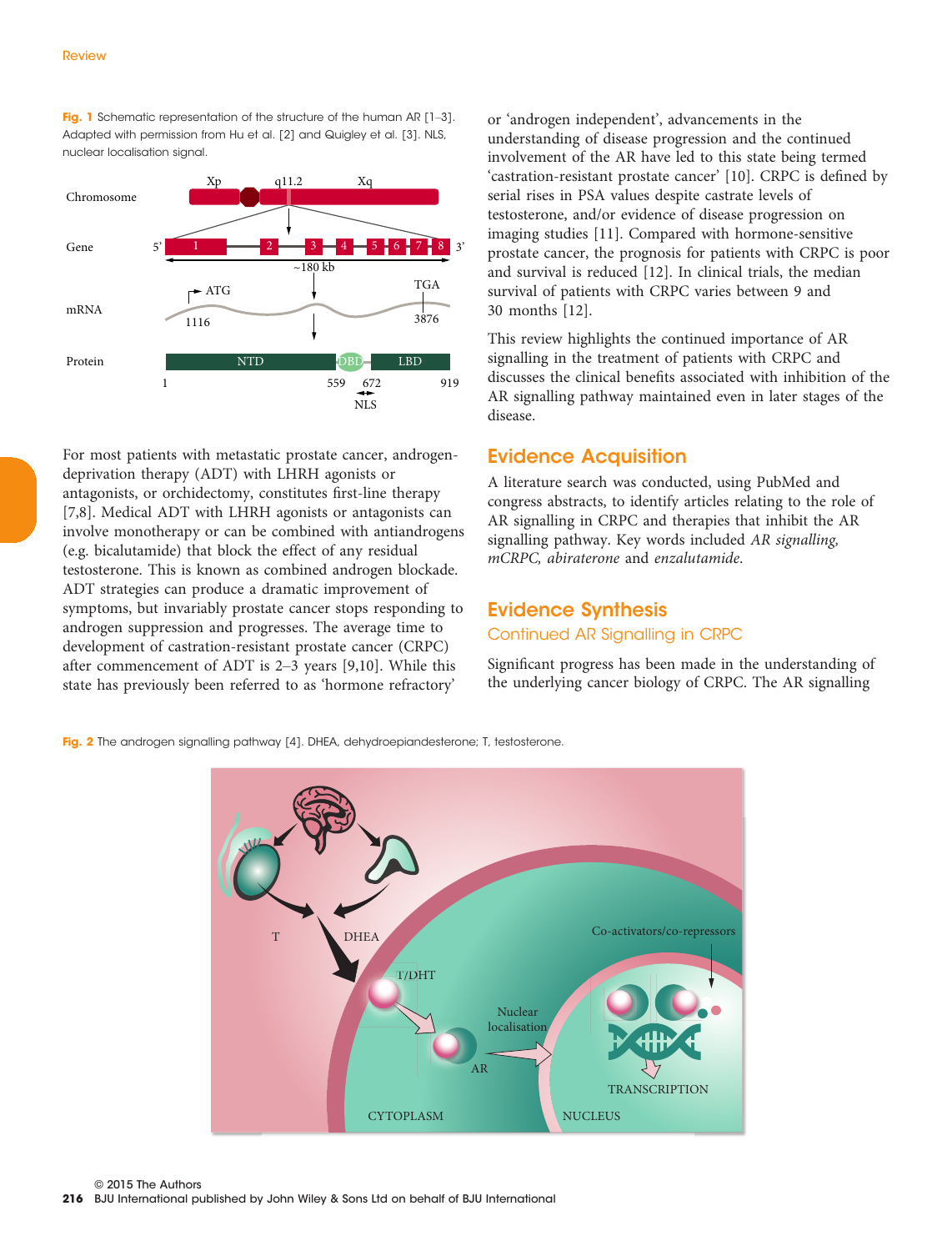Fig. 1 Schematic representation of the structure of the human AR [1–3]. Adapted with permission from Hu et al. [2] and Quigley et al. [3]. NLS, nuclear localisation signal.

For most patients with metastatic prostate cancer, androgen-deprivation therapy (ADT) with LHRH agonists or antagonists, or orchidectomy, constitutes first-line therapy [7,8]. Medical ADT with LHRH agonists or antagonists can involve monotherapy or can be combined with antiandrogens (e.g. bicalutamide) that block the effect of any residual testosterone. This is known as combined androgen blockade. ADT strategies can produce a dramatic improvement of symptoms, but invariably prostate cancer stops responding to androgen suppression and progresses. The average time to development of castration-resistant prostate cancer (CRPC) after commencement of ADT is 2–3 years [9,10]. While this state has previously been referred to as 'hormone refractory' or 'androgen independent', advancements in the understanding of disease progression and the continued involvement of the AR have led to this state being termed 'castration-resistant prostate cancer' [10]. CRPC is defined by serial rises in PSA values despite castrate levels of testosterone, and/or evidence of disease progression on imaging studies [11]. Compared with hormone-sensitive prostate cancer, the prognosis for patients with CRPC is poor and survival is reduced [12]. In clinical trials, the median survival of patients with CRPC varies between 9 and 30 months [12].

This review highlights the continued importance of AR signalling in the treatment of patients with CRPC and discusses the clinical benefits associated with inhibition of the AR signalling pathway maintained even in later stages of the disease.

## Evidence Acquisition

A literature search was conducted, using PubMed and congress abstracts, to identify articles relating to the role of AR signalling in CRPC and therapies that inhibit the AR signalling pathway. Key words included *AR signalling, mCRPC, abiraterone* and *enzalutamide.*

## Evidence Synthesis

### Continued AR Signalling in CRPC

Significant progress has been made in the understanding of the underlying cancer biology of CRPC. The AR signalling

Fig. 2 The androgen signalling pathway [4]. DHEA, dehydroepiandesterone; T, testosterone.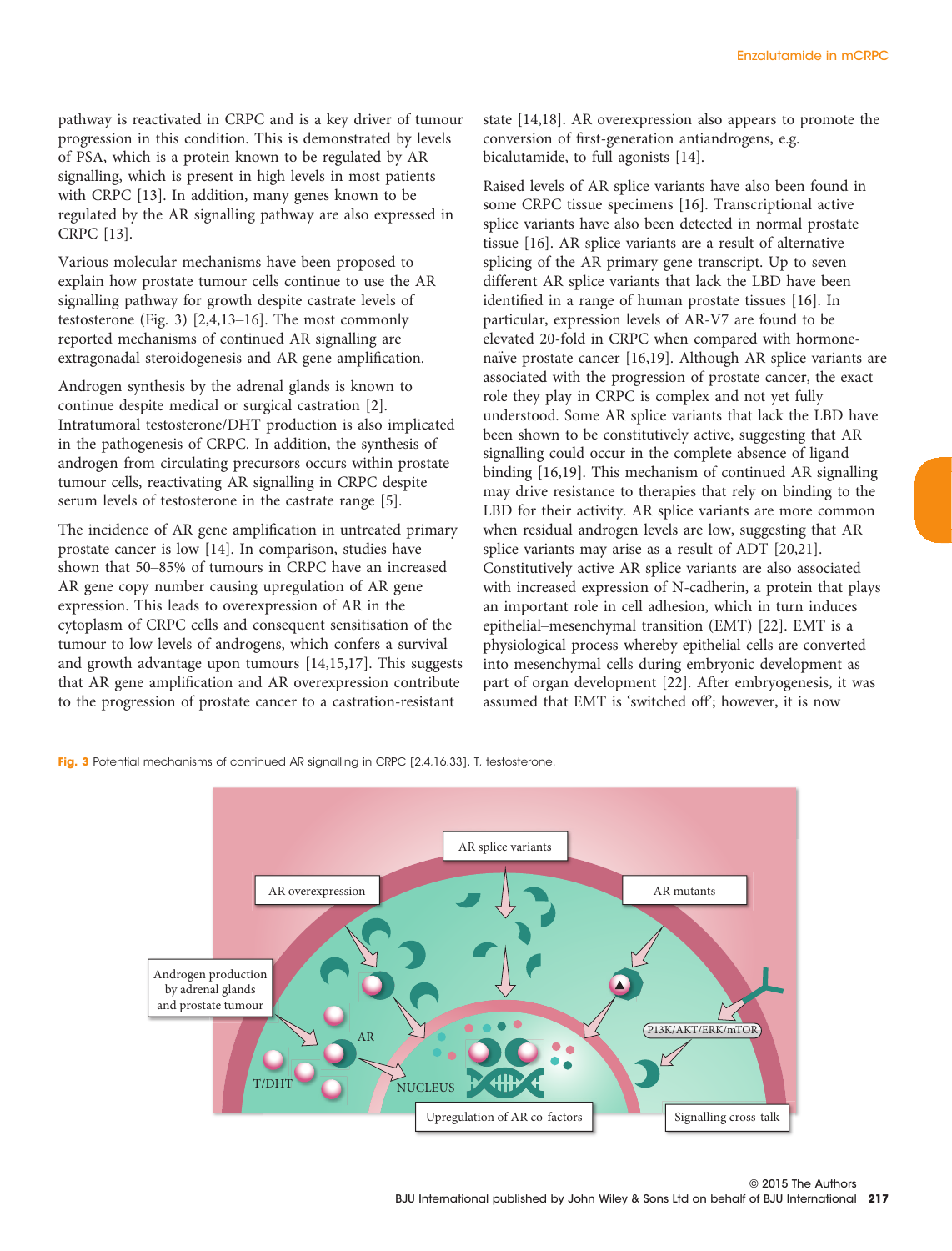pathway is reactivated in CRPC and is a key driver of tumour progression in this condition. This is demonstrated by levels of PSA, which is a protein known to be regulated by AR signalling, which is present in high levels in most patients with CRPC [13]. In addition, many genes known to be regulated by the AR signalling pathway are also expressed in CRPC [13].

Various molecular mechanisms have been proposed to explain how prostate tumour cells continue to use the AR signalling pathway for growth despite castrate levels of testosterone (Fig. 3) [2,4,13–16]. The most commonly reported mechanisms of continued AR signalling are extragonadal steroidogenesis and AR gene amplification.

Androgen synthesis by the adrenal glands is known to continue despite medical or surgical castration [2]. Intratumoral testosterone/DHT production is also implicated in the pathogenesis of CRPC. In addition, the synthesis of androgen from circulating precursors occurs within prostate tumour cells, reactivating AR signalling in CRPC despite serum levels of testosterone in the castrate range [5].

The incidence of AR gene amplification in untreated primary prostate cancer is low [14]. In comparison, studies have shown that 50–85% of tumours in CRPC have an increased AR gene copy number causing upregulation of AR gene expression. This leads to overexpression of AR in the cytoplasm of CRPC cells and consequent sensitisation of the tumour to low levels of androgens, which confers a survival and growth advantage upon tumours [14,15,17]. This suggests that AR gene amplification and AR overexpression contribute to the progression of prostate cancer to a castration-resistant state [14,18]. AR overexpression also appears to promote the conversion of first-generation antiandrogens, e.g. bicalutamide, to full agonists [14].

Raised levels of AR splice variants have also been found in some CRPC tissue specimens [16]. Transcriptional active splice variants have also been detected in normal prostate tissue [16]. AR splice variants are a result of alternative splicing of the AR primary gene transcript. Up to seven different AR splice variants that lack the LBD have been identified in a range of human prostate tissues [16]. In particular, expression levels of AR-V7 are found to be elevated 20-fold in CRPC when compared with hormone-naïve prostate cancer [16,19]. Although AR splice variants are associated with the progression of prostate cancer, the exact role they play in CRPC is complex and not yet fully understood. Some AR splice variants that lack the LBD have been shown to be constitutively active, suggesting that AR signalling could occur in the complete absence of ligand binding [16,19]. This mechanism of continued AR signalling may drive resistance to therapies that rely on binding to the LBD for their activity. AR splice variants are more common when residual androgen levels are low, suggesting that AR splice variants may arise as a result of ADT [20,21]. Constitutively active AR splice variants are also associated with increased expression of N-cadherin, a protein that plays an important role in cell adhesion, which in turn induces epithelial–mesenchymal transition (EMT) [22]. EMT is a physiological process whereby epithelial cells are converted into mesenchymal cells during embryonic development as part of organ development [22]. After embryogenesis, it was assumed that EMT is 'switched off'; however, it is now

**Fig. 3** Potential mechanisms of continued AR signalling in CRPC [2,4,16,33]. T, testosterone.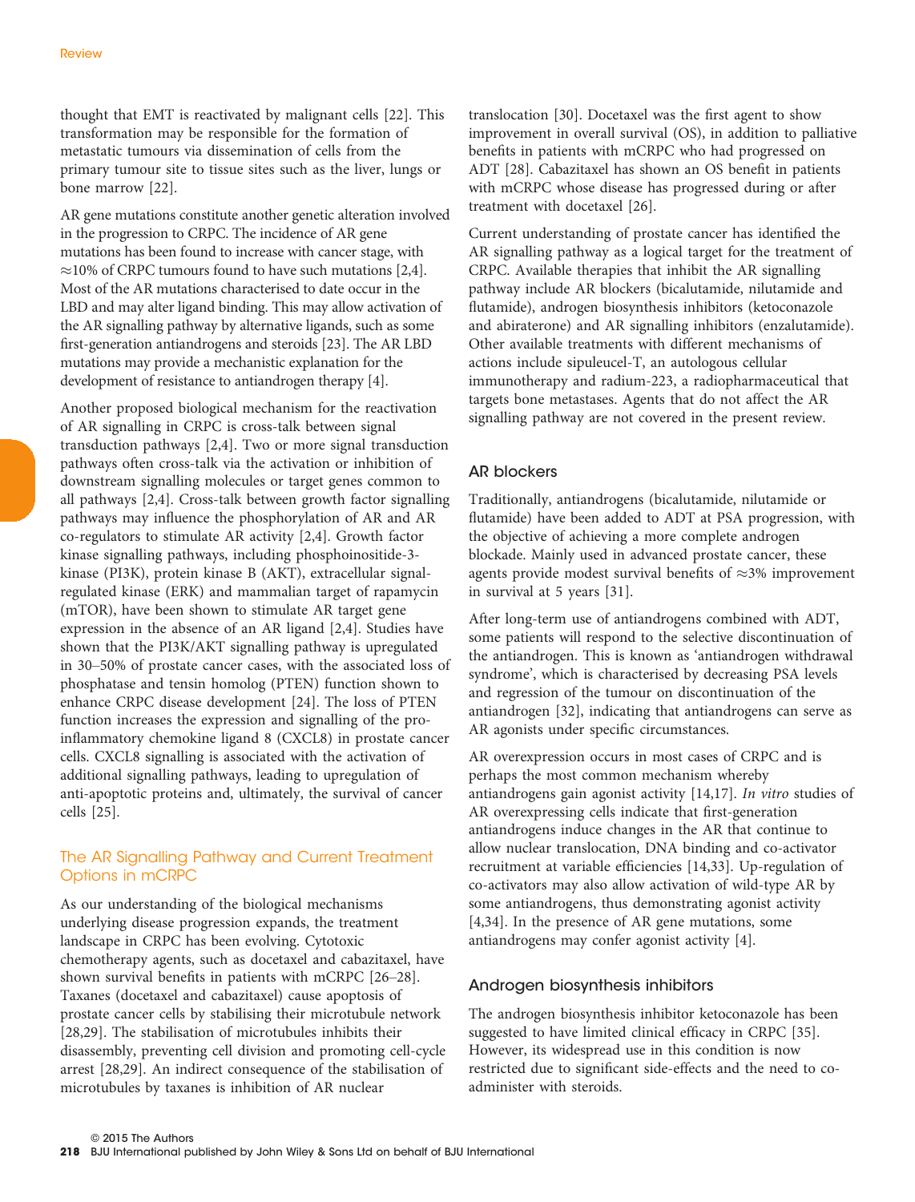thought that EMT is reactivated by malignant cells [22]. This transformation may be responsible for the formation of metastatic tumours via dissemination of cells from the primary tumour site to tissue sites such as the liver, lungs or bone marrow [22].

AR gene mutations constitute another genetic alteration involved in the progression to CRPC. The incidence of AR gene mutations has been found to increase with cancer stage, with ≈10% of CRPC tumours found to have such mutations [2,4]. Most of the AR mutations characterised to date occur in the LBD and may alter ligand binding. This may allow activation of the AR signalling pathway by alternative ligands, such as some first-generation antiandrogens and steroids [23]. The AR LBD mutations may provide a mechanistic explanation for the development of resistance to antiandrogen therapy [4].

Another proposed biological mechanism for the reactivation of AR signalling in CRPC is cross-talk between signal transduction pathways [2,4]. Two or more signal transduction pathways often cross-talk via the activation or inhibition of downstream signalling molecules or target genes common to all pathways [2,4]. Cross-talk between growth factor signalling pathways may influence the phosphorylation of AR and AR co-regulators to stimulate AR activity [2,4]. Growth factor kinase signalling pathways, including phosphoinositide-3-kinase (PI3K), protein kinase B (AKT), extracellular signal-regulated kinase (ERK) and mammalian target of rapamycin (mTOR), have been shown to stimulate AR target gene expression in the absence of an AR ligand [2,4]. Studies have shown that the PI3K/AKT signalling pathway is upregulated in 30–50% of prostate cancer cases, with the associated loss of phosphatase and tensin homolog (PTEN) function shown to enhance CRPC disease development [24]. The loss of PTEN function increases the expression and signalling of the pro-inflammatory chemokine ligand 8 (CXCL8) in prostate cancer cells. CXCL8 signalling is associated with the activation of additional signalling pathways, leading to upregulation of anti-apoptotic proteins and, ultimately, the survival of cancer cells [25].

## The AR Signalling Pathway and Current Treatment Options in mCRPC

As our understanding of the biological mechanisms underlying disease progression expands, the treatment landscape in CRPC has been evolving. Cytotoxic chemotherapy agents, such as docetaxel and cabazitaxel, have shown survival benefits in patients with mCRPC [26–28]. Taxanes (docetaxel and cabazitaxel) cause apoptosis of prostate cancer cells by stabilising their microtubule network [28,29]. The stabilisation of microtubules inhibits their disassembly, preventing cell division and promoting cell-cycle arrest [28,29]. An indirect consequence of the stabilisation of microtubules by taxanes is inhibition of AR nuclear translocation [30]. Docetaxel was the first agent to show improvement in overall survival (OS), in addition to palliative benefits in patients with mCRPC who had progressed on ADT [28]. Cabazitaxel has shown an OS benefit in patients with mCRPC whose disease has progressed during or after treatment with docetaxel [26].

Current understanding of prostate cancer has identified the AR signalling pathway as a logical target for the treatment of CRPC. Available therapies that inhibit the AR signalling pathway include AR blockers (bicalutamide, nilutamide and flutamide), androgen biosynthesis inhibitors (ketoconazole and abiraterone) and AR signalling inhibitors (enzalutamide). Other available treatments with different mechanisms of actions include sipuleucel-T, an autologous cellular immunotherapy and radium-223, a radiopharmaceutical that targets bone metastases. Agents that do not affect the AR signalling pathway are not covered in the present review.

### AR blockers

Traditionally, antiandrogens (bicalutamide, nilutamide or flutamide) have been added to ADT at PSA progression, with the objective of achieving a more complete androgen blockade. Mainly used in advanced prostate cancer, these agents provide modest survival benefits of ≈3% improvement in survival at 5 years [31].

After long-term use of antiandrogens combined with ADT, some patients will respond to the selective discontinuation of the antiandrogen. This is known as 'antiandrogen withdrawal syndrome', which is characterised by decreasing PSA levels and regression of the tumour on discontinuation of the antiandrogen [32], indicating that antiandrogens can serve as AR agonists under specific circumstances.

AR overexpression occurs in most cases of CRPC and is perhaps the most common mechanism whereby antiandrogens gain agonist activity [14,17]. *In vitro* studies of AR overexpressing cells indicate that first-generation antiandrogens induce changes in the AR that continue to allow nuclear translocation, DNA binding and co-activator recruitment at variable efficiencies [14,33]. Up-regulation of co-activators may also allow activation of wild-type AR by some antiandrogens, thus demonstrating agonist activity [4,34]. In the presence of AR gene mutations, some antiandrogens may confer agonist activity [4].

### Androgen biosynthesis inhibitors

The androgen biosynthesis inhibitor ketoconazole has been suggested to have limited clinical efficacy in CRPC [35]. However, its widespread use in this condition is now restricted due to significant side-effects and the need to co-administer with steroids.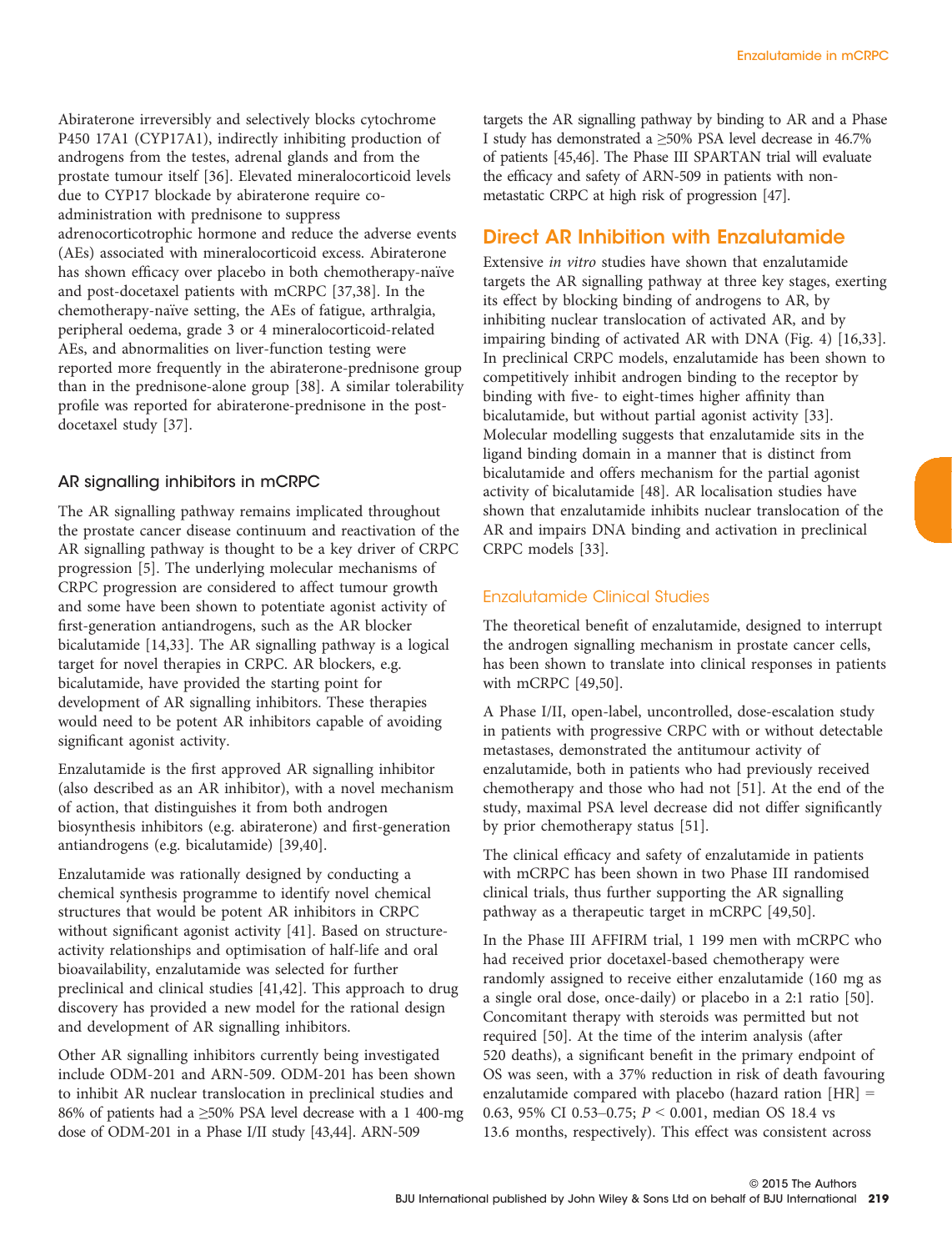Abiraterone irreversibly and selectively blocks cytochrome P450 17A1 (CYP17A1), indirectly inhibiting production of androgens from the testes, adrenal glands and from the prostate tumour itself [36]. Elevated mineralocorticoid levels due to CYP17 blockade by abiraterone require co-administration with prednisone to suppress adrenocorticotrophic hormone and reduce the adverse events (AEs) associated with mineralocorticoid excess. Abiraterone has shown efficacy over placebo in both chemotherapy-naïve and post-docetaxel patients with mCRPC [37,38]. In the chemotherapy-naïve setting, the AEs of fatigue, arthralgia, peripheral oedema, grade 3 or 4 mineralocorticoid-related AEs, and abnormalities on liver-function testing were reported more frequently in the abiraterone-prednisone group than in the prednisone-alone group [38]. A similar tolerability profile was reported for abiraterone-prednisone in the post-docetaxel study [37].

### AR signalling inhibitors in mCRPC

The AR signalling pathway remains implicated throughout the prostate cancer disease continuum and reactivation of the AR signalling pathway is thought to be a key driver of CRPC progression [5]. The underlying molecular mechanisms of CRPC progression are considered to affect tumour growth and some have been shown to potentiate agonist activity of first-generation antiandrogens, such as the AR blocker bicalutamide [14,33]. The AR signalling pathway is a logical target for novel therapies in CRPC. AR blockers, e.g. bicalutamide, have provided the starting point for development of AR signalling inhibitors. These therapies would need to be potent AR inhibitors capable of avoiding significant agonist activity.

Enzalutamide is the first approved AR signalling inhibitor (also described as an AR inhibitor), with a novel mechanism of action, that distinguishes it from both androgen biosynthesis inhibitors (e.g. abiraterone) and first-generation antiandrogens (e.g. bicalutamide) [39,40].

Enzalutamide was rationally designed by conducting a chemical synthesis programme to identify novel chemical structures that would be potent AR inhibitors in CRPC without significant agonist activity [41]. Based on structure-activity relationships and optimisation of half-life and oral bioavailability, enzalutamide was selected for further preclinical and clinical studies [41,42]. This approach to drug discovery has provided a new model for the rational design and development of AR signalling inhibitors.

Other AR signalling inhibitors currently being investigated include ODM-201 and ARN-509. ODM-201 has been shown to inhibit AR nuclear translocation in preclinical studies and 86% of patients had a ≥50% PSA level decrease with a 1 400-mg dose of ODM-201 in a Phase I/II study [43,44]. ARN-509 targets the AR signalling pathway by binding to AR and a Phase I study has demonstrated a ≥50% PSA level decrease in 46.7% of patients [45,46]. The Phase III SPARTAN trial will evaluate the efficacy and safety of ARN-509 in patients with non-metastatic CRPC at high risk of progression [47].

## Direct AR Inhibition with Enzalutamide

Extensive *in vitro* studies have shown that enzalutamide targets the AR signalling pathway at three key stages, exerting its effect by blocking binding of androgens to AR, by inhibiting nuclear translocation of activated AR, and by impairing binding of activated AR with DNA (Fig. 4) [16,33]. In preclinical CRPC models, enzalutamide has been shown to competitively inhibit androgen binding to the receptor by binding with five- to eight-times higher affinity than bicalutamide, but without partial agonist activity [33]. Molecular modelling suggests that enzalutamide sits in the ligand binding domain in a manner that is distinct from bicalutamide and offers mechanism for the partial agonist activity of bicalutamide [48]. AR localisation studies have shown that enzalutamide inhibits nuclear translocation of the AR and impairs DNA binding and activation in preclinical CRPC models [33].

### Enzalutamide Clinical Studies

The theoretical benefit of enzalutamide, designed to interrupt the androgen signalling mechanism in prostate cancer cells, has been shown to translate into clinical responses in patients with mCRPC [49,50].

A Phase I/II, open-label, uncontrolled, dose-escalation study in patients with progressive CRPC with or without detectable metastases, demonstrated the antitumour activity of enzalutamide, both in patients who had previously received chemotherapy and those who had not [51]. At the end of the study, maximal PSA level decrease did not differ significantly by prior chemotherapy status [51].

The clinical efficacy and safety of enzalutamide in patients with mCRPC has been shown in two Phase III randomised clinical trials, thus further supporting the AR signalling pathway as a therapeutic target in mCRPC [49,50].

In the Phase III AFFIRM trial, 1 199 men with mCRPC who had received prior docetaxel-based chemotherapy were randomly assigned to receive either enzalutamide (160 mg as a single oral dose, once-daily) or placebo in a 2:1 ratio [50]. Concomitant therapy with steroids was permitted but not required [50]. At the time of the interim analysis (after 520 deaths), a significant benefit in the primary endpoint of OS was seen, with a 37% reduction in risk of death favouring enzalutamide compared with placebo (hazard ration [HR] = 0.63, 95% CI 0.53–0.75; $P < 0.001$, median OS 18.4 vs 13.6 months, respectively). This effect was consistent across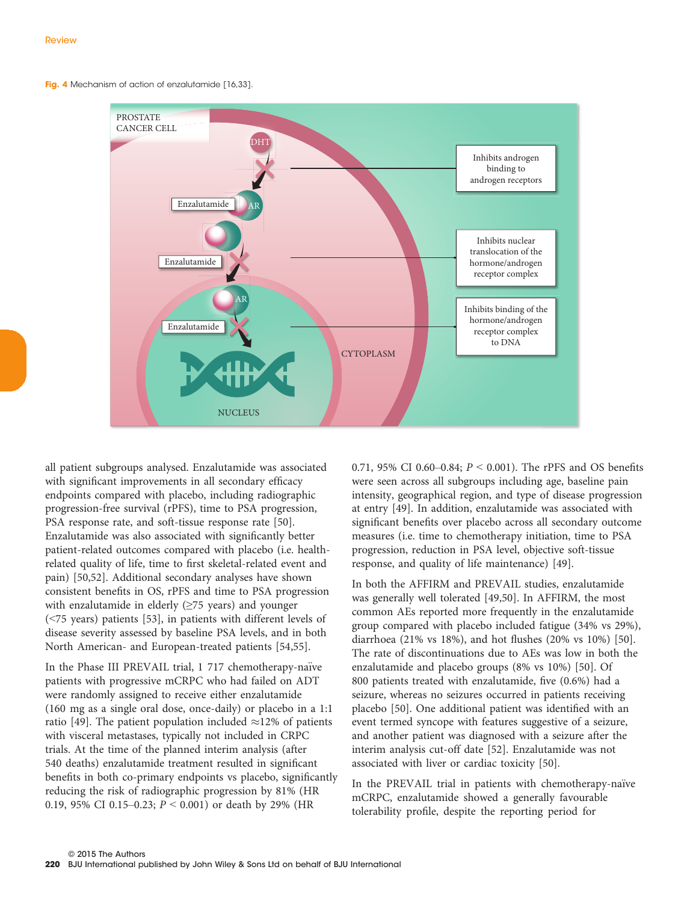**Fig. 4** Mechanism of action of enzalutamide [16,33].

all patient subgroups analysed. Enzalutamide was associated with significant improvements in all secondary efficacy endpoints compared with placebo, including radiographic progression-free survival (rPFS), time to PSA progression, PSA response rate, and soft-tissue response rate [50]. Enzalutamide was also associated with significantly better patient-related outcomes compared with placebo (i.e. health-related quality of life, time to first skeletal-related event and pain) [50,52]. Additional secondary analyses have shown consistent benefits in OS, rPFS and time to PSA progression with enzalutamide in elderly (≥75 years) and younger (<75 years) patients [53], in patients with different levels of disease severity assessed by baseline PSA levels, and in both North American- and European-treated patients [54,55].

In the Phase III PREVAIL trial, 1 717 chemotherapy-naïve patients with progressive mCRPC who had failed on ADT were randomly assigned to receive either enzalutamide (160 mg as a single oral dose, once-daily) or placebo in a 1:1 ratio [49]. The patient population included ≈12% of patients with visceral metastases, typically not included in CRPC trials. At the time of the planned interim analysis (after 540 deaths) enzalutamide treatment resulted in significant benefits in both co-primary endpoints vs placebo, significantly reducing the risk of radiographic progression by 81% (HR 0.19, 95% CI 0.15–0.23; $P < 0.001$) or death by 29% (HR 0.71, 95% CI 0.60–0.84; $P < 0.001$). The rPFS and OS benefits were seen across all subgroups including age, baseline pain intensity, geographical region, and type of disease progression at entry [49]. In addition, enzalutamide was associated with significant benefits over placebo across all secondary outcome measures (i.e. time to chemotherapy initiation, time to PSA progression, reduction in PSA level, objective soft-tissue response, and quality of life maintenance) [49].

In both the AFFIRM and PREVAIL studies, enzalutamide was generally well tolerated [49,50]. In AFFIRM, the most common AEs reported more frequently in the enzalutamide group compared with placebo included fatigue (34% vs 29%), diarrhoea (21% vs 18%), and hot flushes (20% vs 10%) [50]. The rate of discontinuations due to AEs was low in both the enzalutamide and placebo groups (8% vs 10%) [50]. Of 800 patients treated with enzalutamide, five (0.6%) had a seizure, whereas no seizures occurred in patients receiving placebo [50]. One additional patient was identified with an event termed syncope with features suggestive of a seizure, and another patient was diagnosed with a seizure after the interim analysis cut-off date [52]. Enzalutamide was not associated with liver or cardiac toxicity [50].

In the PREVAIL trial in patients with chemotherapy-naïve mCRPC, enzalutamide showed a generally favourable tolerability profile, despite the reporting period for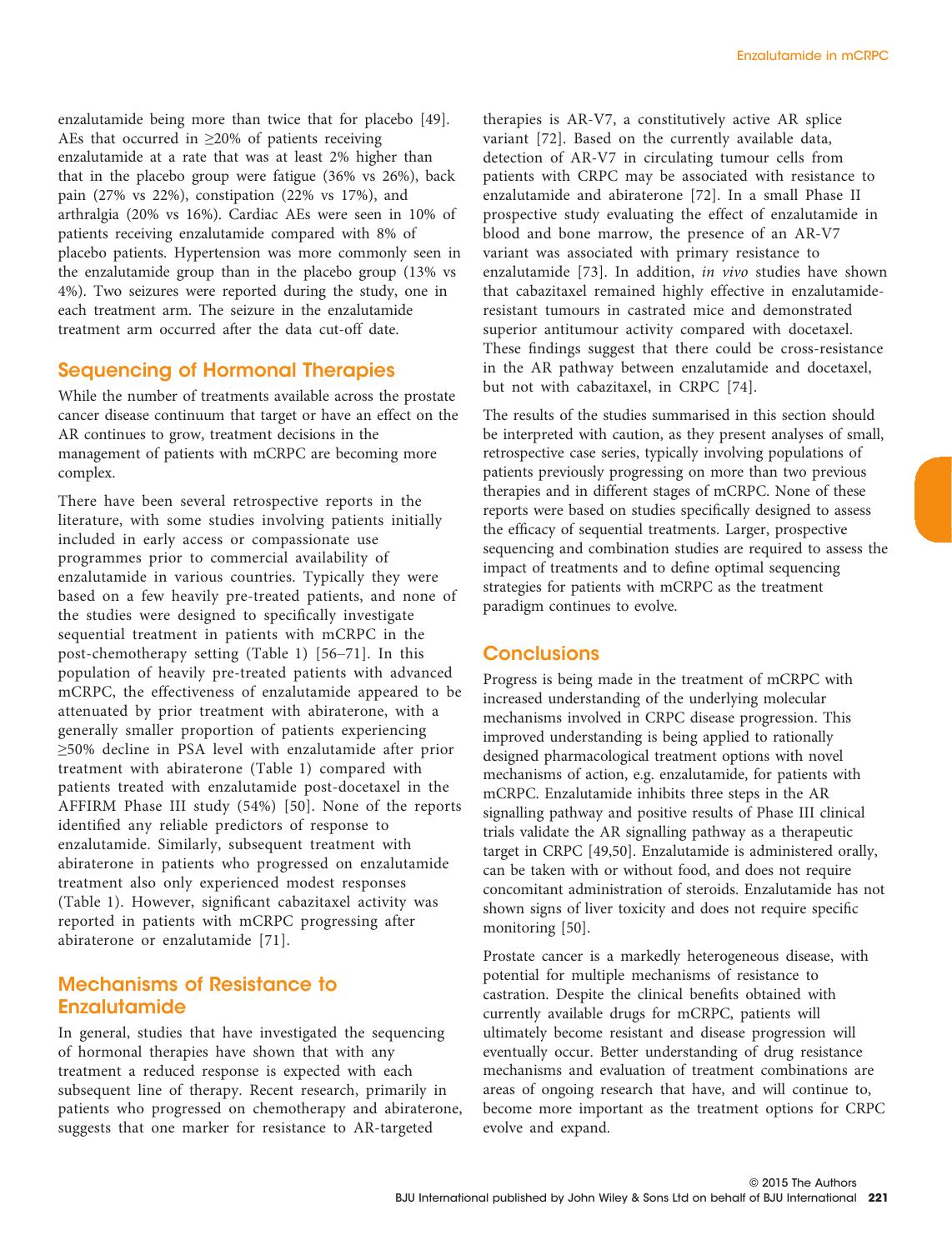enzalutamide being more than twice that for placebo [49]. AEs that occurred in ≥20% of patients receiving enzalutamide at a rate that was at least 2% higher than that in the placebo group were fatigue (36% vs 26%), back pain (27% vs 22%), constipation (22% vs 17%), and arthralgia (20% vs 16%). Cardiac AEs were seen in 10% of patients receiving enzalutamide compared with 8% of placebo patients. Hypertension was more commonly seen in the enzalutamide group than in the placebo group (13% vs 4%). Two seizures were reported during the study, one in each treatment arm. The seizure in the enzalutamide treatment arm occurred after the data cut-off date.

## Sequencing of Hormonal Therapies

While the number of treatments available across the prostate cancer disease continuum that target or have an effect on the AR continues to grow, treatment decisions in the management of patients with mCRPC are becoming more complex.

There have been several retrospective reports in the literature, with some studies involving patients initially included in early access or compassionate use programmes prior to commercial availability of enzalutamide in various countries. Typically they were based on a few heavily pre-treated patients, and none of the studies were designed to specifically investigate sequential treatment in patients with mCRPC in the post-chemotherapy setting (Table 1) [56–71]. In this population of heavily pre-treated patients with advanced mCRPC, the effectiveness of enzalutamide appeared to be attenuated by prior treatment with abiraterone, with a generally smaller proportion of patients experiencing ≥50% decline in PSA level with enzalutamide after prior treatment with abiraterone (Table 1) compared with patients treated with enzalutamide post-docetaxel in the AFFIRM Phase III study (54%) [50]. None of the reports identified any reliable predictors of response to enzalutamide. Similarly, subsequent treatment with abiraterone in patients who progressed on enzalutamide treatment also only experienced modest responses (Table 1). However, significant cabazitaxel activity was reported in patients with mCRPC progressing after abiraterone or enzalutamide [71].

## Mechanisms of Resistance to Enzalutamide

In general, studies that have investigated the sequencing of hormonal therapies have shown that with any treatment a reduced response is expected with each subsequent line of therapy. Recent research, primarily in patients who progressed on chemotherapy and abiraterone, suggests that one marker for resistance to AR-targeted therapies is AR-V7, a constitutively active AR splice variant [72]. Based on the currently available data, detection of AR-V7 in circulating tumour cells from patients with CRPC may be associated with resistance to enzalutamide and abiraterone [72]. In a small Phase II prospective study evaluating the effect of enzalutamide in blood and bone marrow, the presence of an AR-V7 variant was associated with primary resistance to enzalutamide [73]. In addition, *in vivo* studies have shown that cabazitaxel remained highly effective in enzalutamide-resistant tumours in castrated mice and demonstrated superior antitumour activity compared with docetaxel. These findings suggest that there could be cross-resistance in the AR pathway between enzalutamide and docetaxel, but not with cabazitaxel, in CRPC [74].

The results of the studies summarised in this section should be interpreted with caution, as they present analyses of small, retrospective case series, typically involving populations of patients previously progressing on more than two previous therapies and in different stages of mCRPC. None of these reports were based on studies specifically designed to assess the efficacy of sequential treatments. Larger, prospective sequencing and combination studies are required to assess the impact of treatments and to define optimal sequencing strategies for patients with mCRPC as the treatment paradigm continues to evolve.

## Conclusions

Progress is being made in the treatment of mCRPC with increased understanding of the underlying molecular mechanisms involved in CRPC disease progression. This improved understanding is being applied to rationally designed pharmacological treatment options with novel mechanisms of action, e.g. enzalutamide, for patients with mCRPC. Enzalutamide inhibits three steps in the AR signalling pathway and positive results of Phase III clinical trials validate the AR signalling pathway as a therapeutic target in CRPC [49,50]. Enzalutamide is administered orally, can be taken with or without food, and does not require concomitant administration of steroids. Enzalutamide has not shown signs of liver toxicity and does not require specific monitoring [50].

Prostate cancer is a markedly heterogeneous disease, with potential for multiple mechanisms of resistance to castration. Despite the clinical benefits obtained with currently available drugs for mCRPC, patients will ultimately become resistant and disease progression will eventually occur. Better understanding of drug resistance mechanisms and evaluation of treatment combinations are areas of ongoing research that have, and will continue to, become more important as the treatment options for CRPC evolve and expand.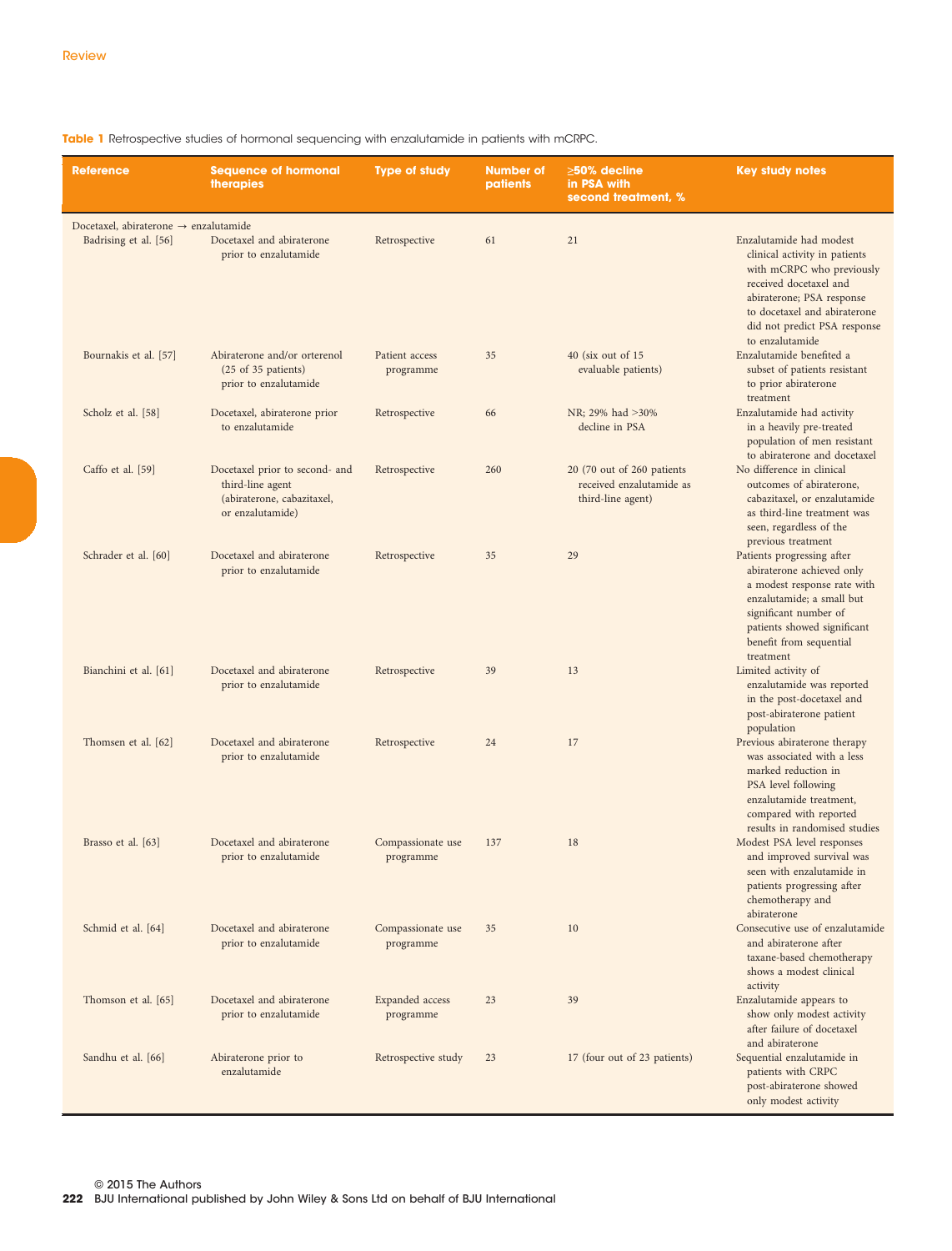**Table 1** Retrospective studies of hormonal sequencing with enzalutamide in patients with mCRPC.

| Reference | Sequence of hormonal therapies | Type of study | Number of patients | ≥50% decline in PSA with second treatment, % | Key study notes |
|---|---|---|---|---|---|
| Docetaxel, abiraterone → enzalutamide | | | | | |
| Badrising et al. [56] | Docetaxel and abiraterone prior to enzalutamide | Retrospective | 61 | 21 | Enzalutamide had modest clinical activity in patients with mCRPC who previously received docetaxel and abiraterone; PSA response to docetaxel and abiraterone did not predict PSA response to enzalutamide |
| Bournakis et al. [57] | Abiraterone and/or orterenol (25 of 35 patients) prior to enzalutamide | Patient access programme | 35 | 40 (six out of 15 evaluable patients) | Enzalutamide benefited a subset of patients resistant to prior abiraterone treatment |
| Scholz et al. [58] | Docetaxel, abiraterone prior to enzalutamide | Retrospective | 66 | NR; 29% had >30% decline in PSA | Enzalutamide had activity in a heavily pre-treated population of men resistant to abiraterone and docetaxel |
| Caffo et al. [59] | Docetaxel prior to second- and third-line agent (abiraterone, cabazitaxel, or enzalutamide) | Retrospective | 260 | 20 (70 out of 260 patients received enzalutamide as third-line agent) | No difference in clinical outcomes of abiraterone, cabazitaxel, or enzalutamide as third-line treatment was seen, regardless of the previous treatment |
| Schrader et al. [60] | Docetaxel and abiraterone prior to enzalutamide | Retrospective | 35 | 29 | Patients progressing after abiraterone achieved only a modest response rate with enzalutamide; a small but significant number of patients showed significant benefit from sequential treatment |
| Bianchini et al. [61] | Docetaxel and abiraterone prior to enzalutamide | Retrospective | 39 | 13 | Limited activity of enzalutamide was reported in the post-docetaxel and post-abiraterone patient population |
| Thomsen et al. [62] | Docetaxel and abiraterone prior to enzalutamide | Retrospective | 24 | 17 | Previous abiraterone therapy was associated with a less marked reduction in PSA level following enzalutamide treatment, compared with reported results in randomised studies |
| Brasso et al. [63] | Docetaxel and abiraterone prior to enzalutamide | Compassionate use programme | 137 | 18 | Modest PSA level responses and improved survival was seen with enzalutamide in patients progressing after chemotherapy and abiraterone |
| Schmid et al. [64] | Docetaxel and abiraterone prior to enzalutamide | Compassionate use programme | 35 | 10 | Consecutive use of enzalutamide and abiraterone after taxane-based chemotherapy shows a modest clinical activity |
| Thomson et al. [65] | Docetaxel and abiraterone prior to enzalutamide | Expanded access programme | 23 | 39 | Enzalutamide appears to show only modest activity after failure of docetaxel and abiraterone |
| Sandhu et al. [66] | Abiraterone prior to enzalutamide | Retrospective study | 23 | 17 (four out of 23 patients) | Sequential enzalutamide in patients with CRPC post-abiraterone showed only modest activity |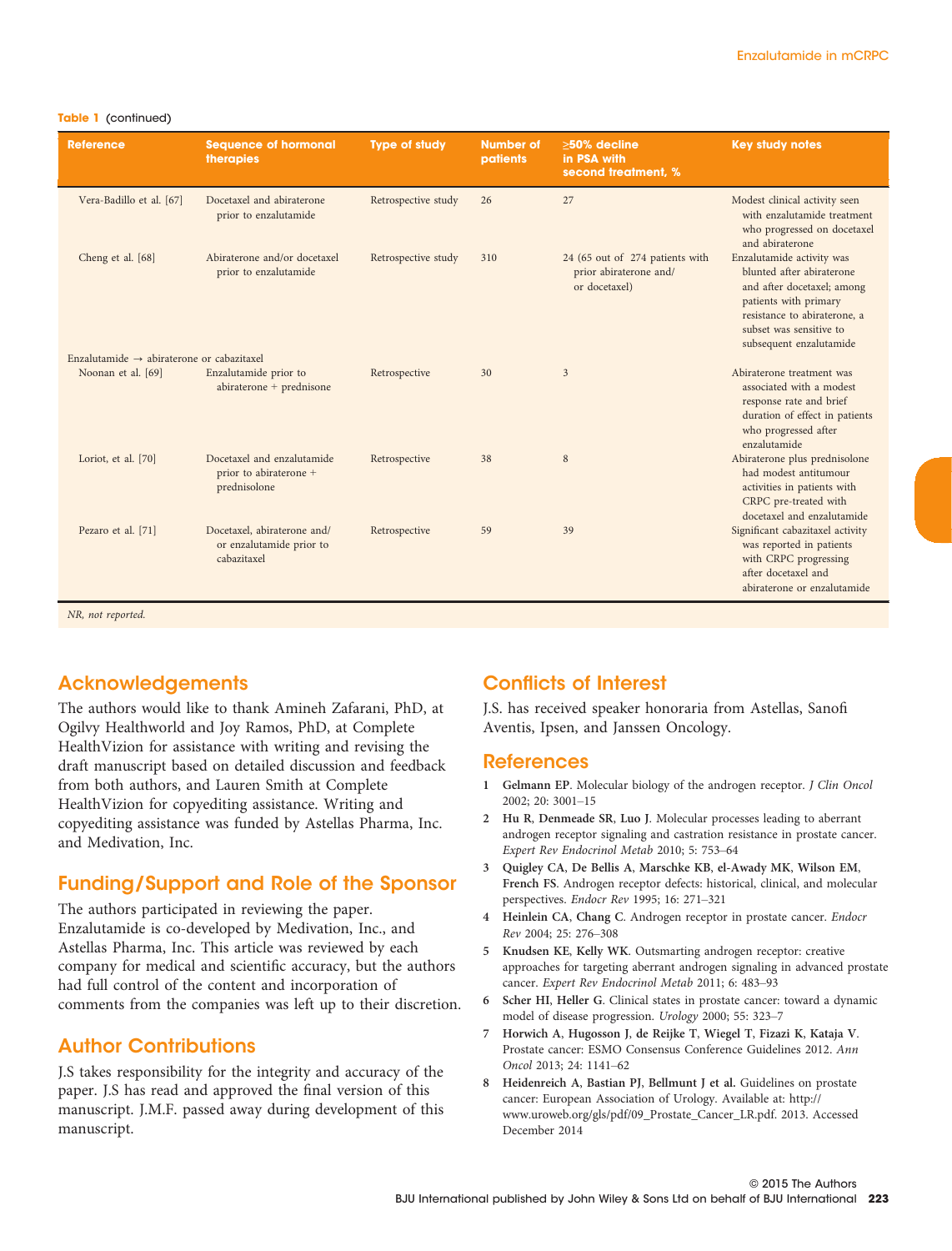**Table 1** (continued)

| Reference | Sequence of hormonal therapies | Type of study | Number of patients | ≥50% decline in PSA with second treatment, % | Key study notes |
|---|---|---|---|---|---|
| Vera-Badillo et al. [67] | Docetaxel and abiraterone prior to enzalutamide | Retrospective study | 26 | 27 | Modest clinical activity seen with enzalutamide treatment who progressed on docetaxel and abiraterone |
| Cheng et al. [68] | Abiraterone and/or docetaxel prior to enzalutamide | Retrospective study | 310 | 24 (65 out of 274 patients with prior abiraterone and/ or docetaxel) | Enzalutamide activity was blunted after abiraterone and after docetaxel; among patients with primary resistance to abiraterone, a subset was sensitive to subsequent enzalutamide |
| Enzalutamide → abiraterone or cabazitaxel | | | | | |
| Noonan et al. [69] | Enzalutamide prior to abiraterone + prednisone | Retrospective | 30 | 3 | Abiraterone treatment was associated with a modest response rate and brief duration of effect in patients who progressed after enzalutamide |
| Loriot, et al. [70] | Docetaxel and enzalutamide prior to abiraterone + prednisolone | Retrospective | 38 | 8 | Abiraterone plus prednisolone had modest antitumour activities in patients with CRPC pre-treated with docetaxel and enzalutamide |
| Pezaro et al. [71] | Docetaxel, abiraterone and/ or enzalutamide prior to cabazitaxel | Retrospective | 59 | 39 | Significant cabazitaxel activity was reported in patients with CRPC progressing after docetaxel and abiraterone or enzalutamide |

*NR, not reported.*

## Acknowledgements

The authors would like to thank Amineh Zafarani, PhD, at Ogilvy Healthworld and Joy Ramos, PhD, at Complete HealthVizion for assistance with writing and revising the draft manuscript based on detailed discussion and feedback from both authors, and Lauren Smith at Complete HealthVizion for copyediting assistance. Writing and copyediting assistance was funded by Astellas Pharma, Inc. and Medivation, Inc.

## Funding/Support and Role of the Sponsor

The authors participated in reviewing the paper. Enzalutamide is co-developed by Medivation, Inc., and Astellas Pharma, Inc. This article was reviewed by each company for medical and scientific accuracy, but the authors had full control of the content and incorporation of comments from the companies was left up to their discretion.

## Author Contributions

J.S takes responsibility for the integrity and accuracy of the paper. J.S has read and approved the final version of this manuscript. J.M.F. passed away during development of this manuscript.

## Conflicts of Interest

J.S. has received speaker honoraria from Astellas, Sanofi Aventis, Ipsen, and Janssen Oncology.

## References

1. **Gelmann EP**. Molecular biology of the androgen receptor. *J Clin Oncol* 2002; 20: 3001–15
2. **Hu R**, **Denmeade SR**, **Luo J**. Molecular processes leading to aberrant androgen receptor signaling and castration resistance in prostate cancer. *Expert Rev Endocrinol Metab* 2010; 5: 753–64
3. **Quigley CA**, **De Bellis A**, **Marschke KB**, **el-Awady MK**, **Wilson EM**, **French FS**. Androgen receptor defects: historical, clinical, and molecular perspectives. *Endocr Rev* 1995; 16: 271–321
4. **Heinlein CA**, **Chang C**. Androgen receptor in prostate cancer. *Endocr Rev* 2004; 25: 276–308
5. **Knudsen KE**, **Kelly WK**. Outsmarting androgen receptor: creative approaches for targeting aberrant androgen signaling in advanced prostate cancer. *Expert Rev Endocrinol Metab* 2011; 6: 483–93
6. **Scher HI**, **Heller G**. Clinical states in prostate cancer: toward a dynamic model of disease progression. *Urology* 2000; 55: 323–7
7. **Horwich A**, **Hugosson J**, **de Reijke T**, **Wiegel T**, **Fizazi K**, **Kataja V**. Prostate cancer: ESMO Consensus Conference Guidelines 2012. *Ann Oncol* 2013; 24: 1141–62
8. **Heidenreich A**, **Bastian PJ**, **Bellmunt J et al.** Guidelines on prostate cancer: European Association of Urology. Available at: http://www.uroweb.org/gls/pdf/09_Prostate_Cancer_LR.pdf. 2013. Accessed December 2014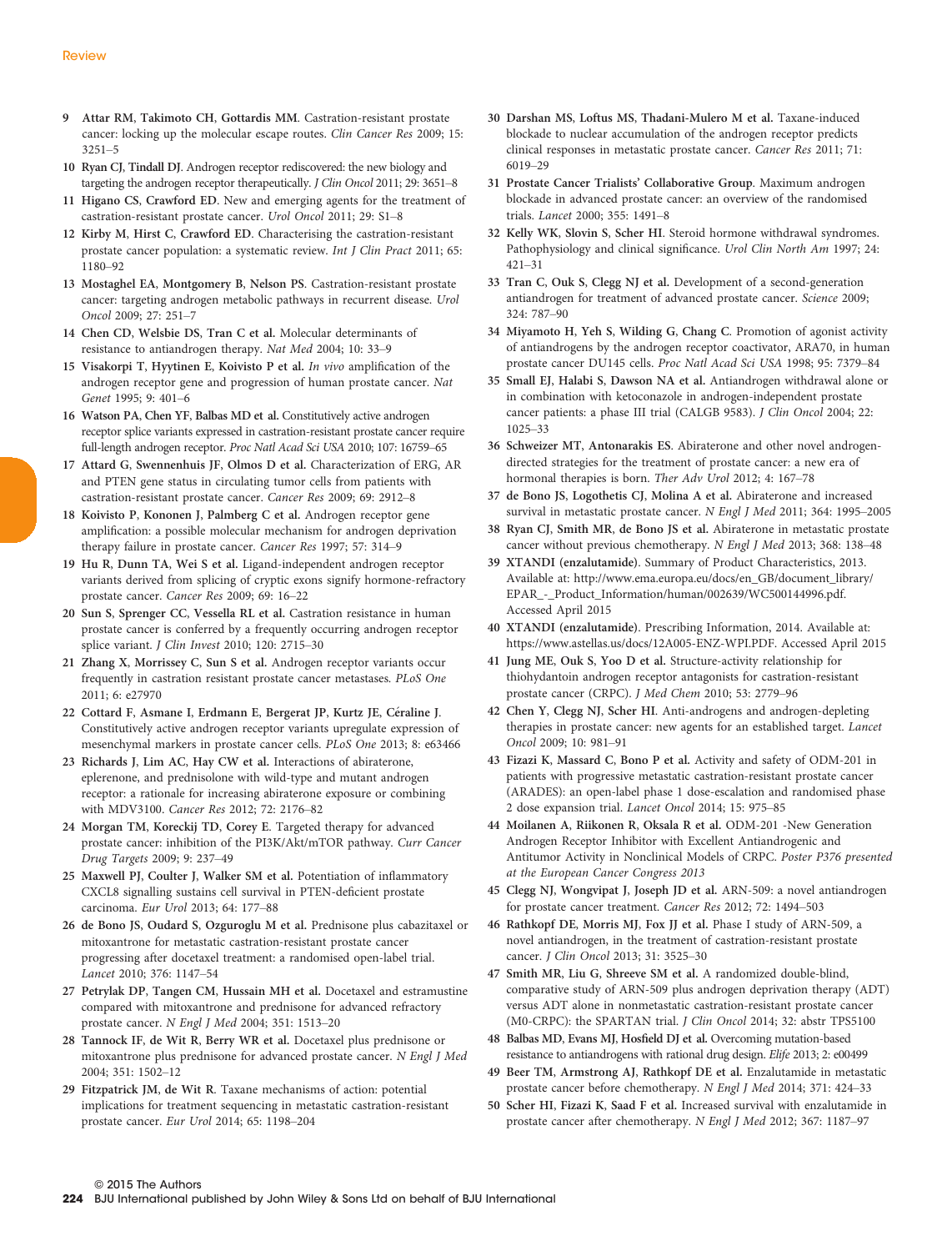9 **Attar RM, Takimoto CH, Gottardis MM.** Castration-resistant prostate cancer: locking up the molecular escape routes. *Clin Cancer Res* 2009; 15: 3251–5

10 **Ryan CJ, Tindall DJ.** Androgen receptor rediscovered: the new biology and targeting the androgen receptor therapeutically. *J Clin Oncol* 2011; 29: 3651–8

11 **Higano CS, Crawford ED.** New and emerging agents for the treatment of castration-resistant prostate cancer. *Urol Oncol* 2011; 29: S1–8

12 **Kirby M, Hirst C, Crawford ED.** Characterising the castration-resistant prostate cancer population: a systematic review. *Int J Clin Pract* 2011; 65: 1180–92

13 **Mostaghel EA, Montgomery B, Nelson PS.** Castration-resistant prostate cancer: targeting androgen metabolic pathways in recurrent disease. *Urol Oncol* 2009; 27: 251–7

14 **Chen CD, Welsbie DS, Tran C et al.** Molecular determinants of resistance to antiandrogen therapy. *Nat Med* 2004; 10: 33–9

15 **Visakorpi T, Hyytinen E, Koivisto P et al.** *In vivo* amplification of the androgen receptor gene and progression of human prostate cancer. *Nat Genet* 1995; 9: 401–6

16 **Watson PA, Chen YF, Balbas MD et al.** Constitutively active androgen receptor splice variants expressed in castration-resistant prostate cancer require full-length androgen receptor. *Proc Natl Acad Sci USA* 2010; 107: 16759–65

17 **Attard G, Swennenhuis JF, Olmos D et al.** Characterization of ERG, AR and PTEN gene status in circulating tumor cells from patients with castration-resistant prostate cancer. *Cancer Res* 2009; 69: 2912–8

18 **Koivisto P, Kononen J, Palmberg C et al.** Androgen receptor gene amplification: a possible molecular mechanism for androgen deprivation therapy failure in prostate cancer. *Cancer Res* 1997; 57: 314–9

19 **Hu R, Dunn TA, Wei S et al.** Ligand-independent androgen receptor variants derived from splicing of cryptic exons signify hormone-refractory prostate cancer. *Cancer Res* 2009; 69: 16–22

20 **Sun S, Sprenger CC, Vessella RL et al.** Castration resistance in human prostate cancer is conferred by a frequently occurring androgen receptor splice variant. *J Clin Invest* 2010; 120: 2715–30

21 **Zhang X, Morrissey C, Sun S et al.** Androgen receptor variants occur frequently in castration resistant prostate cancer metastases. *PLoS One* 2011; 6: e27970

22 **Cottard F, Asmane I, Erdmann E, Bergerat JP, Kurtz JE, Céraline J.** Constitutively active androgen receptor variants upregulate expression of mesenchymal markers in prostate cancer cells. *PLoS One* 2013; 8: e63466

23 **Richards J, Lim AC, Hay CW et al.** Interactions of abiraterone, eplerenone, and prednisolone with wild-type and mutant androgen receptor: a rationale for increasing abiraterone exposure or combining with MDV3100. *Cancer Res* 2012; 72: 2176–82

24 **Morgan TM, Koreckij TD, Corey E.** Targeted therapy for advanced prostate cancer: inhibition of the PI3K/Akt/mTOR pathway. *Curr Cancer Drug Targets* 2009; 9: 237–49

25 **Maxwell PJ, Coulter J, Walker SM et al.** Potentiation of inflammatory CXCL8 signalling sustains cell survival in PTEN-deficient prostate carcinoma. *Eur Urol* 2013; 64: 177–88

26 **de Bono JS, Oudard S, Ozguroglu M et al.** Prednisone plus cabazitaxel or mitoxantrone for metastatic castration-resistant prostate cancer progressing after docetaxel treatment: a randomised open-label trial. *Lancet* 2010; 376: 1147–54

27 **Petrylak DP, Tangen CM, Hussain MH et al.** Docetaxel and estramustine compared with mitoxantrone and prednisone for advanced refractory prostate cancer. *N Engl J Med* 2004; 351: 1513–20

28 **Tannock IF, de Wit R, Berry WR et al.** Docetaxel plus prednisone or mitoxantrone plus prednisone for advanced prostate cancer. *N Engl J Med* 2004; 351: 1502–12

29 **Fitzpatrick JM, de Wit R.** Taxane mechanisms of action: potential implications for treatment sequencing in metastatic castration-resistant prostate cancer. *Eur Urol* 2014; 65: 1198–204

30 **Darshan MS, Loftus MS, Thadani-Mulero M et al.** Taxane-induced blockade to nuclear accumulation of the androgen receptor predicts clinical responses in metastatic prostate cancer. *Cancer Res* 2011; 71: 6019–29

31 **Prostate Cancer Trialists' Collaborative Group.** Maximum androgen blockade in advanced prostate cancer: an overview of the randomised trials. *Lancet* 2000; 355: 1491–8

32 **Kelly WK, Slovin S, Scher HI.** Steroid hormone withdrawal syndromes. Pathophysiology and clinical significance. *Urol Clin North Am* 1997; 24: 421–31

33 **Tran C, Ouk S, Clegg NJ et al.** Development of a second-generation antiandrogen for treatment of advanced prostate cancer. *Science* 2009; 324: 787–90

34 **Miyamoto H, Yeh S, Wilding G, Chang C.** Promotion of agonist activity of antiandrogens by the androgen receptor coactivator, ARA70, in human prostate cancer DU145 cells. *Proc Natl Acad Sci USA* 1998; 95: 7379–84

35 **Small EJ, Halabi S, Dawson NA et al.** Antiandrogen withdrawal alone or in combination with ketoconazole in androgen-independent prostate cancer patients: a phase III trial (CALGB 9583). *J Clin Oncol* 2004; 22: 1025–33

36 **Schweizer MT, Antonarakis ES.** Abiraterone and other novel androgen-directed strategies for the treatment of prostate cancer: a new era of hormonal therapies is born. *Ther Adv Urol* 2012; 4: 167–78

37 **de Bono JS, Logothetis CJ, Molina A et al.** Abiraterone and increased survival in metastatic prostate cancer. *N Engl J Med* 2011; 364: 1995–2005

38 **Ryan CJ, Smith MR, de Bono JS et al.** Abiraterone in metastatic prostate cancer without previous chemotherapy. *N Engl J Med* 2013; 368: 138–48

39 **XTANDI (enzalutamide).** Summary of Product Characteristics, 2013. Available at: http://www.ema.europa.eu/docs/en_GB/document_library/EPAR_-_Product_Information/human/002639/WC500144996.pdf. Accessed April 2015

40 **XTANDI (enzalutamide).** Prescribing Information, 2014. Available at: https://www.astellas.us/docs/12A005-ENZ-WPI.PDF. Accessed April 2015

41 **Jung ME, Ouk S, Yoo D et al.** Structure-activity relationship for thiohydantoin androgen receptor antagonists for castration-resistant prostate cancer (CRPC). *J Med Chem* 2010; 53: 2779–96

42 **Chen Y, Clegg NJ, Scher HI.** Anti-androgens and androgen-depleting therapies in prostate cancer: new agents for an established target. *Lancet Oncol* 2009; 10: 981–91

43 **Fizazi K, Massard C, Bono P et al.** Activity and safety of ODM-201 in patients with progressive metastatic castration-resistant prostate cancer (ARADES): an open-label phase 1 dose-escalation and randomised phase 2 dose expansion trial. *Lancet Oncol* 2014; 15: 975–85

44 **Moilanen A, Riikonen R, Oksala R et al.** ODM-201 -New Generation Androgen Receptor Inhibitor with Excellent Antiandrogenic and Antitumor Activity in Nonclinical Models of CRPC. *Poster P376 presented at the European Cancer Congress 2013*

45 **Clegg NJ, Wongvipat J, Joseph JD et al.** ARN-509: a novel antiandrogen for prostate cancer treatment. *Cancer Res* 2012; 72: 1494–503

46 **Rathkopf DE, Morris MJ, Fox JJ et al.** Phase I study of ARN-509, a novel antiandrogen, in the treatment of castration-resistant prostate cancer. *J Clin Oncol* 2013; 31: 3525–30

47 **Smith MR, Liu G, Shreeve SM et al.** A randomized double-blind, comparative study of ARN-509 plus androgen deprivation therapy (ADT) versus ADT alone in nonmetastatic castration-resistant prostate cancer (M0-CRPC): the SPARTAN trial. *J Clin Oncol* 2014; 32: abstr TPS5100

48 **Balbas MD, Evans MJ, Hosfield DJ et al.** Overcoming mutation-based resistance to antiandrogens with rational drug design. *Elife* 2013; 2: e00499

49 **Beer TM, Armstrong AJ, Rathkopf DE et al.** Enzalutamide in metastatic prostate cancer before chemotherapy. *N Engl J Med* 2014; 371: 424–33

50 **Scher HI, Fizazi K, Saad F et al.** Increased survival with enzalutamide in prostate cancer after chemotherapy. *N Engl J Med* 2012; 367: 1187–97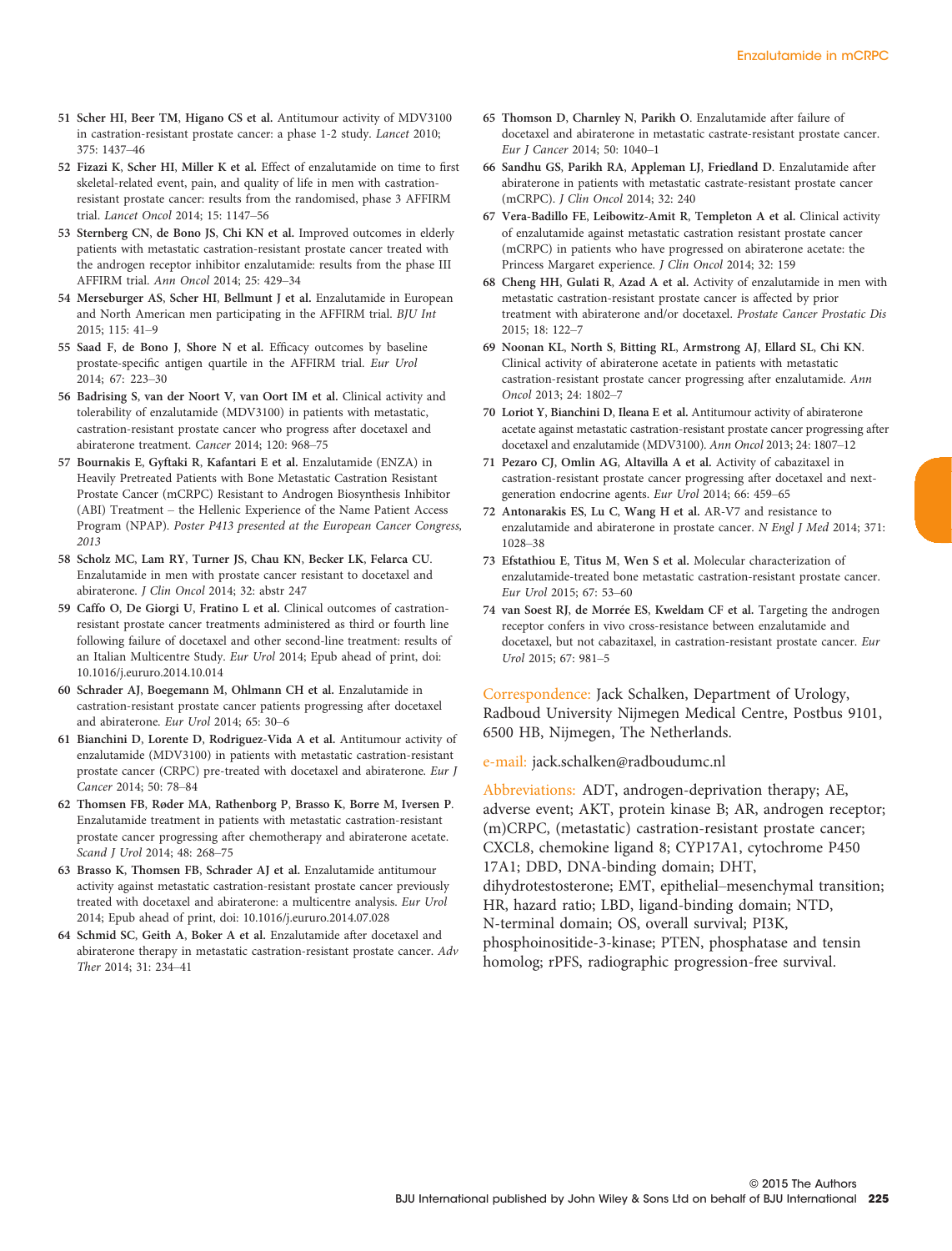51 **Scher HI, Beer TM, Higano CS et al.** Antitumour activity of MDV3100 in castration-resistant prostate cancer: a phase 1-2 study. *Lancet* 2010; 375: 1437–46

52 **Fizazi K, Scher HI, Miller K et al.** Effect of enzalutamide on time to first skeletal-related event, pain, and quality of life in men with castration-resistant prostate cancer: results from the randomised, phase 3 AFFIRM trial. *Lancet Oncol* 2014; 15: 1147–56

53 **Sternberg CN, de Bono JS, Chi KN et al.** Improved outcomes in elderly patients with metastatic castration-resistant prostate cancer treated with the androgen receptor inhibitor enzalutamide: results from the phase III AFFIRM trial. *Ann Oncol* 2014; 25: 429–34

54 **Merseburger AS, Scher HI, Bellmunt J et al.** Enzalutamide in European and North American men participating in the AFFIRM trial. *BJU Int* 2015; 115: 41–9

55 **Saad F, de Bono J, Shore N et al.** Efficacy outcomes by baseline prostate-specific antigen quartile in the AFFIRM trial. *Eur Urol* 2014; 67: 223–30

56 **Badrising S, van der Noort V, van Oort IM et al.** Clinical activity and tolerability of enzalutamide (MDV3100) in patients with metastatic, castration-resistant prostate cancer who progress after docetaxel and abiraterone treatment. *Cancer* 2014; 120: 968–75

57 **Bournakis E, Gyftaki R, Kafantari E et al.** Enzalutamide (ENZA) in Heavily Pretreated Patients with Bone Metastatic Castration Resistant Prostate Cancer (mCRPC) Resistant to Androgen Biosynthesis Inhibitor (ABI) Treatment – the Hellenic Experience of the Name Patient Access Program (NPAP). *Poster P413 presented at the European Cancer Congress, 2013*

58 **Scholz MC, Lam RY, Turner JS, Chau KN, Becker LK, Felarca CU.** Enzalutamide in men with prostate cancer resistant to docetaxel and abiraterone. *J Clin Oncol* 2014; 32: abstr 247

59 **Caffo O, De Giorgi U, Fratino L et al.** Clinical outcomes of castration-resistant prostate cancer treatments administered as third or fourth line following failure of docetaxel and other second-line treatment: results of an Italian Multicentre Study. *Eur Urol* 2014; Epub ahead of print, doi: 10.1016/j.eururo.2014.10.014

60 **Schrader AJ, Boegemann M, Ohlmann CH et al.** Enzalutamide in castration-resistant prostate cancer patients progressing after docetaxel and abiraterone. *Eur Urol* 2014; 65: 30–6

61 **Bianchini D, Lorente D, Rodriguez-Vida A et al.** Antitumour activity of enzalutamide (MDV3100) in patients with metastatic castration-resistant prostate cancer (CRPC) pre-treated with docetaxel and abiraterone. *Eur J Cancer* 2014; 50: 78–84

62 **Thomsen FB, Røder MA, Rathenborg P, Brasso K, Borre M, Iversen P.** Enzalutamide treatment in patients with metastatic castration-resistant prostate cancer progressing after chemotherapy and abiraterone acetate. *Scand J Urol* 2014; 48: 268–75

63 **Brasso K, Thomsen FB, Schrader AJ et al.** Enzalutamide antitumour activity against metastatic castration-resistant prostate cancer previously treated with docetaxel and abiraterone: a multicentre analysis. *Eur Urol* 2014; Epub ahead of print, doi: 10.1016/j.eururo.2014.07.028

64 **Schmid SC, Geith A, Boker A et al.** Enzalutamide after docetaxel and abiraterone therapy in metastatic castration-resistant prostate cancer. *Adv Ther* 2014; 31: 234–41

65 **Thomson D, Charnley N, Parikh O.** Enzalutamide after failure of docetaxel and abiraterone in metastatic castrate-resistant prostate cancer. *Eur J Cancer* 2014; 50: 1040–1

66 **Sandhu GS, Parikh RA, Appleman LJ, Friedland D.** Enzalutamide after abiraterone in patients with metastatic castrate-resistant prostate cancer (mCRPC). *J Clin Oncol* 2014; 32: 240

67 **Vera-Badillo FE, Leibowitz-Amit R, Templeton A et al.** Clinical activity of enzalutamide against metastatic castration resistant prostate cancer (mCRPC) in patients who have progressed on abiraterone acetate: the Princess Margaret experience. *J Clin Oncol* 2014; 32: 159

68 **Cheng HH, Gulati R, Azad A et al.** Activity of enzalutamide in men with metastatic castration-resistant prostate cancer is affected by prior treatment with abiraterone and/or docetaxel. *Prostate Cancer Prostatic Dis* 2015; 18: 122–7

69 **Noonan KL, North S, Bitting RL, Armstrong AJ, Ellard SL, Chi KN.** Clinical activity of abiraterone acetate in patients with metastatic castration-resistant prostate cancer progressing after enzalutamide. *Ann Oncol* 2013; 24: 1802–7

70 **Loriot Y, Bianchini D, Ileana E et al.** Antitumour activity of abiraterone acetate against metastatic castration-resistant prostate cancer progressing after docetaxel and enzalutamide (MDV3100). *Ann Oncol* 2013; 24: 1807–12

71 **Pezaro CJ, Omlin AG, Altavilla A et al.** Activity of cabazitaxel in castration-resistant prostate cancer progressing after docetaxel and next-generation endocrine agents. *Eur Urol* 2014; 66: 459–65

72 **Antonarakis ES, Lu C, Wang H et al.** AR-V7 and resistance to enzalutamide and abiraterone in prostate cancer. *N Engl J Med* 2014; 371: 1028–38

73 **Efstathiou E, Titus M, Wen S et al.** Molecular characterization of enzalutamide-treated bone metastatic castration-resistant prostate cancer. *Eur Urol* 2015; 67: 53–60

74 **van Soest RJ, de Morrée ES, Kweldam CF et al.** Targeting the androgen receptor confers in vivo cross-resistance between enzalutamide and docetaxel, but not cabazitaxel, in castration-resistant prostate cancer. *Eur Urol* 2015; 67: 981–5

Correspondence: Jack Schalken, Department of Urology, Radboud University Nijmegen Medical Centre, Postbus 9101, 6500 HB, Nijmegen, The Netherlands.

e-mail: jack.schalken@radboudumc.nl

Abbreviations: ADT, androgen-deprivation therapy; AE, adverse event; AKT, protein kinase B; AR, androgen receptor; (m)CRPC, (metastatic) castration-resistant prostate cancer; CXCL8, chemokine ligand 8; CYP17A1, cytochrome P450 17A1; DBD, DNA-binding domain; DHT, dihydrotestosterone; EMT, epithelial–mesenchymal transition; HR, hazard ratio; LBD, ligand-binding domain; NTD, N-terminal domain; OS, overall survival; PI3K, phosphoinositide-3-kinase; PTEN, phosphatase and tensin homolog; rPFS, radiographic progression-free survival.